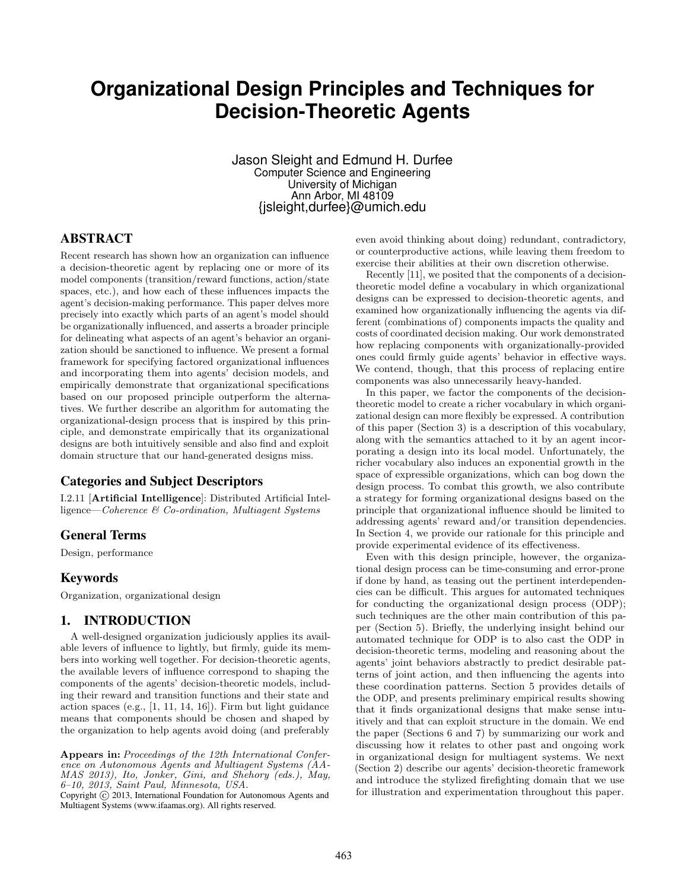# Organizational Design Principles and Techniques for Decision-Theoretic Agents

Jason Sleight and Edmund H. Durfee
Computer Science and Engineering
University of Michigan
Ann Arbor, MI 48109
{jsleight,durfee}@umich.edu

## ABSTRACT

Recent research has shown how an organization can influence a decision-theoretic agent by replacing one or more of its model components (transition/reward functions, action/state spaces, etc.), and how each of these influences impacts the agent's decision-making performance. This paper delves more precisely into exactly which parts of an agent's model should be organizationally influenced, and asserts a broader principle for delineating what aspects of an agent's behavior an organization should be sanctioned to influence. We present a formal framework for specifying factored organizational influences and incorporating them into agents' decision models, and empirically demonstrate that organizational specifications based on our proposed principle outperform the alternatives. We further describe an algorithm for automating the organizational-design process that is inspired by this principle, and demonstrate empirically that its organizational designs are both intuitively sensible and also find and exploit domain structure that our hand-generated designs miss.

### Categories and Subject Descriptors

I.2.11 [**Artificial Intelligence**]: Distributed Artificial Intelligence—*Coherence & Co-ordination, Multiagent Systems*

### General Terms

Design, performance

### Keywords

Organization, organizational design

## 1. INTRODUCTION

A well-designed organization judiciously applies its available levers of influence to lightly, but firmly, guide its members into working well together. For decision-theoretic agents, the available levers of influence correspond to shaping the components of the agents' decision-theoretic models, including their reward and transition functions and their state and action spaces (e.g., [1, 11, 14, 16]). Firm but light guidance means that components should be chosen and shaped by the organization to help agents avoid doing (and preferably even avoid thinking about doing) redundant, contradictory, or counterproductive actions, while leaving them freedom to exercise their abilities at their own discretion otherwise.

Recently [11], we posited that the components of a decision-theoretic model define a vocabulary in which organizational designs can be expressed to decision-theoretic agents, and examined how organizationally influencing the agents via different (combinations of) components impacts the quality and costs of coordinated decision making. Our work demonstrated how replacing components with organizationally-provided ones could firmly guide agents' behavior in effective ways. We contend, though, that this process of replacing entire components was also unnecessarily heavy-handed.

In this paper, we factor the components of the decision-theoretic model to create a richer vocabulary in which organizational design can more flexibly be expressed. A contribution of this paper (Section 3) is a description of this vocabulary, along with the semantics attached to it by an agent incorporating a design into its local model. Unfortunately, the richer vocabulary also induces an exponential growth in the space of expressible organizations, which can bog down the design process. To combat this growth, we also contribute a strategy for forming organizational designs based on the principle that organizational influence should be limited to addressing agents' reward and/or transition dependencies. In Section 4, we provide our rationale for this principle and provide experimental evidence of its effectiveness.

Even with this design principle, however, the organizational design process can be time-consuming and error-prone if done by hand, as teasing out the pertinent interdependencies can be difficult. This argues for automated techniques for conducting the organizational design process (ODP); such techniques are the other main contribution of this paper (Section 5). Briefly, the underlying insight behind our automated technique for ODP is to also cast the ODP in decision-theoretic terms, modeling and reasoning about the agents' joint behaviors abstractly to predict desirable patterns of joint action, and then influencing the agents into these coordination patterns. Section 5 provides details of the ODP, and presents preliminary empirical results showing that it finds organizational designs that make sense intuitively and that can exploit structure in the domain. We end the paper (Sections 6 and 7) by summarizing our work and discussing how it relates to other past and ongoing work in organizational design for multiagent systems. We next (Section 2) describe our agents' decision-theoretic framework and introduce the stylized firefighting domain that we use for illustration and experimentation throughout this paper.

**Appears in:** *Proceedings of the 12th International Conference on Autonomous Agents and Multiagent Systems (AAMAS 2013), Ito, Jonker, Gini, and Shehory (eds.), May, 6–10, 2013, Saint Paul, Minnesota, USA.*
Copyright © 2013, International Foundation for Autonomous Agents and Multiagent Systems (www.ifaamas.org). All rights reserved.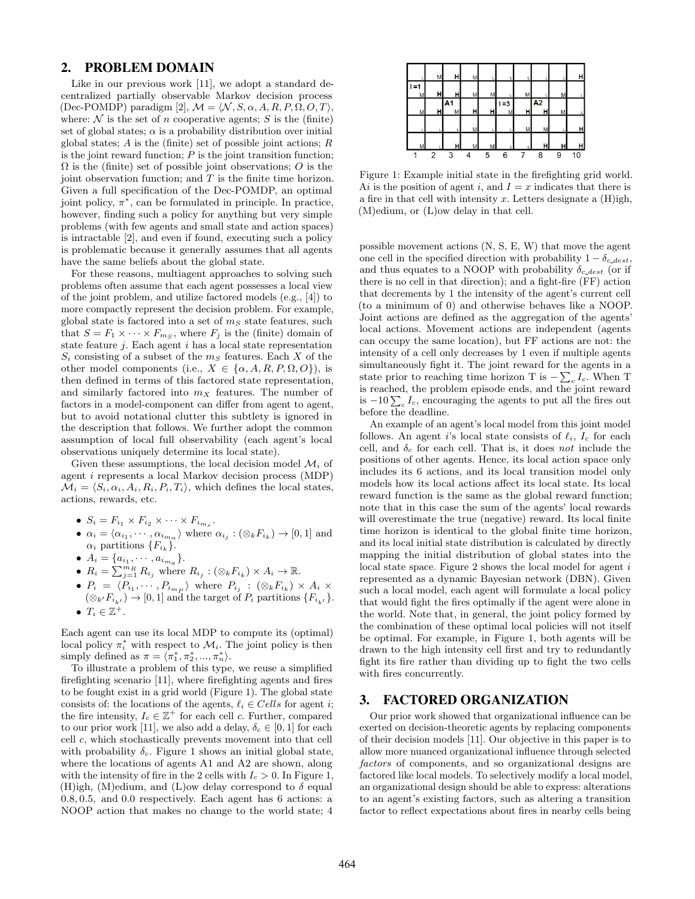## 2. PROBLEM DOMAIN

Like in our previous work [11], we adopt a standard decentralized partially observable Markov decision process (Dec-POMDP) paradigm [2], $\mathcal{M} = \langle \mathcal{N}, S, \alpha, A, R, P, \Omega, O, T \rangle$, where: $\mathcal{N}$ is the set of $n$ cooperative agents; $S$ is the (finite) set of global states; $\alpha$ is a probability distribution over initial global states; $A$ is the (finite) set of possible joint actions; $R$ is the joint reward function; $P$ is the joint transition function; $\Omega$ is the (finite) set of possible joint observations; $O$ is the joint observation function; and $T$ is the finite time horizon. Given a full specification of the Dec-POMDP, an optimal joint policy, $\pi^*$, can be formulated in principle. In practice, however, finding such a policy for anything but very simple problems (with few agents and small state and action spaces) is intractable [2], and even if found, executing such a policy is problematic because it generally assumes that all agents have the same beliefs about the global state.

For these reasons, multiagent approaches to solving such problems often assume that each agent possesses a local view of the joint problem, and utilize factored models (e.g., [4]) to more compactly represent the decision problem. For example, global state is factored into a set of $m_S$ state features, such that $S = F_1 \times \cdots \times F_{m_S}$, where $F_j$ is the (finite) domain of state feature $j$. Each agent $i$ has a local state representation $S_i$ consisting of a subset of the $m_S$ features. Each $X$ of the other model components (i.e., $X \in \{\alpha, A, R, P, \Omega, O\}$), is then defined in terms of this factored state representation, and similarly factored into $m_X$ features. The number of factors in a model-component can differ from agent to agent, but to avoid notational clutter this subtlety is ignored in the description that follows. We further adopt the common assumption of local full observability (each agent's local observations uniquely determine its local state).

Given these assumptions, the local decision model $\mathcal{M}_i$ of agent $i$ represents a local Markov decision process (MDP) $\mathcal{M}_i = \langle S_i, \alpha_i, A_i, R_i, P_i, T_i \rangle$, which defines the local states, actions, rewards, etc.

- $S_i = F_{i_1} \times F_{i_2} \times \cdots \times F_{i_{m_s}}$.
- $\alpha_i = \langle \alpha_{i_1}, \cdots, \alpha_{i_{m_\alpha}} \rangle$ where $\alpha_{i_j} : (\otimes_k F_{i_k}) \to [0,1]$ and $\alpha_i$ partitions $\{F_{i_k}\}$.
- $A_i = \{a_{i_1}, \cdots, a_{i_{m_a}}\}$.
- $R_i = \sum_{j=1}^{m_R} R_{i_j}$ where $R_{i_j} : (\otimes_k F_{i_k}) \times A_i \to \mathbb{R}$.
- $P_i = \langle P_{i_1}, \cdots, P_{i_{m_P}} \rangle$ where $P_{i_j} : (\otimes_k F_{i_k}) \times A_i \times (\otimes_{k'} F_{i_{k'}}) \to [0,1]$ and the target of $P_i$ partitions $\{F_{i_{k'}}\}$.
- $T_i \in \mathbb{Z}^+$.

Each agent can use its local MDP to compute its (optimal) local policy $\pi_i^*$ with respect to $\mathcal{M}_i$. The joint policy is then simply defined as $\pi = \langle \pi_1^*, \pi_2^*, ..., \pi_n^* \rangle$.

To illustrate a problem of this type, we reuse a simplified firefighting scenario [11], where firefighting agents and fires to be fought exist in a grid world (Figure 1). The global state consists of: the locations of the agents, $\ell_i \in Cells$ for agent $i$; the fire intensity, $I_c \in \mathbb{Z}^+$ for each cell $c$. Further, compared to our prior work [11], we also add a delay, $\delta_c \in [0,1]$ for each cell $c$, which stochastically prevents movement into that cell with probability $\delta_c$. Figure 1 shows an initial global state, where the locations of agents A1 and A2 are shown, along with the intensity of fire in the 2 cells with $I_c > 0$. In Figure 1, (H)igh, (M)edium, and (L)ow delay correspond to $\delta$ equal 0.8, 0.5, and 0.0 respectively. Each agent has 6 actions: a NOOP action that makes no change to the world state; 4 possible movement actions (N, S, E, W) that move the agent one cell in the specified direction with probability $1 - \delta_{c\_dest}$, and thus equates to a NOOP with probability $\delta_{c\_dest}$ (or if there is no cell in that direction); and a fight-fire (FF) action that decrements by 1 the intensity of the agent's current cell (to a minimum of 0) and otherwise behaves like a NOOP. Joint actions are defined as the aggregation of the agents' local actions. Movement actions are independent (agents can occupy the same location), but FF actions are not: the intensity of a cell only decreases by 1 even if multiple agents simultaneously fight it. The joint reward for the agents in a state prior to reaching time horizon T is $-\sum_c I_c$. When T is reached, the problem episode ends, and the joint reward is $-10 \sum_c I_c$, encouraging the agents to put all the fires out before the deadline.

| L | M | H | M | L | L | L | L | L | H |
|---|---|---|---|---|---|---|---|---|---|
| I=1<br>M | H | H | M | M | L | M | L | M | L |
| M | A1<br>H | M | H | H | I=3<br>M | H | A2<br>H | M | L |
| L | L | L | M | L | L | M | M | L | H |
| M | L | H | M | M | L | L | H | H | H |
| 1 | 2 | 3 | 4 | 5 | 6 | 7 | 8 | 9 | 10 |

Figure 1: Example initial state in the firefighting grid world. A$i$ is the position of agent $i$, and $I = x$ indicates that there is a fire in that cell with intensity $x$. Letters designate a (H)igh, (M)edium, or (L)ow delay in that cell.

An example of an agent's local model from this joint model follows. An agent $i$'s local state consists of $\ell_i$, $I_c$ for each cell, and $\delta_c$ for each cell. That is, it does *not* include the positions of other agents. Hence, its local action space only includes its 6 actions, and its local transition model only models how its local actions affect its local state. Its local reward function is the same as the global reward function; note that in this case the sum of the agents' local rewards will overestimate the true (negative) reward. Its local finite time horizon is identical to the global finite time horizon, and its local initial state distribution is calculated by directly mapping the initial distribution of global states into the local state space. Figure 2 shows the local model for agent $i$ represented as a dynamic Bayesian network (DBN). Given such a local model, each agent will formulate a local policy that would fight the fires optimally if the agent were alone in the world. Note that, in general, the joint policy formed by the combination of these optimal local policies will not itself be optimal. For example, in Figure 1, both agents will be drawn to the high intensity cell first and try to redundantly fight its fire rather than dividing up to fight the two cells with fires concurrently.

## 3. FACTORED ORGANIZATION

Our prior work showed that organizational influence can be exerted on decision-theoretic agents by replacing components of their decision models [11]. Our objective in this paper is to allow more nuanced organizational influence through selected *factors* of components, and so organizational designs are factored like local models. To selectively modify a local model, an organizational design should be able to express: alterations to an agent's existing factors, such as altering a transition factor to reflect expectations about fires in nearby cells being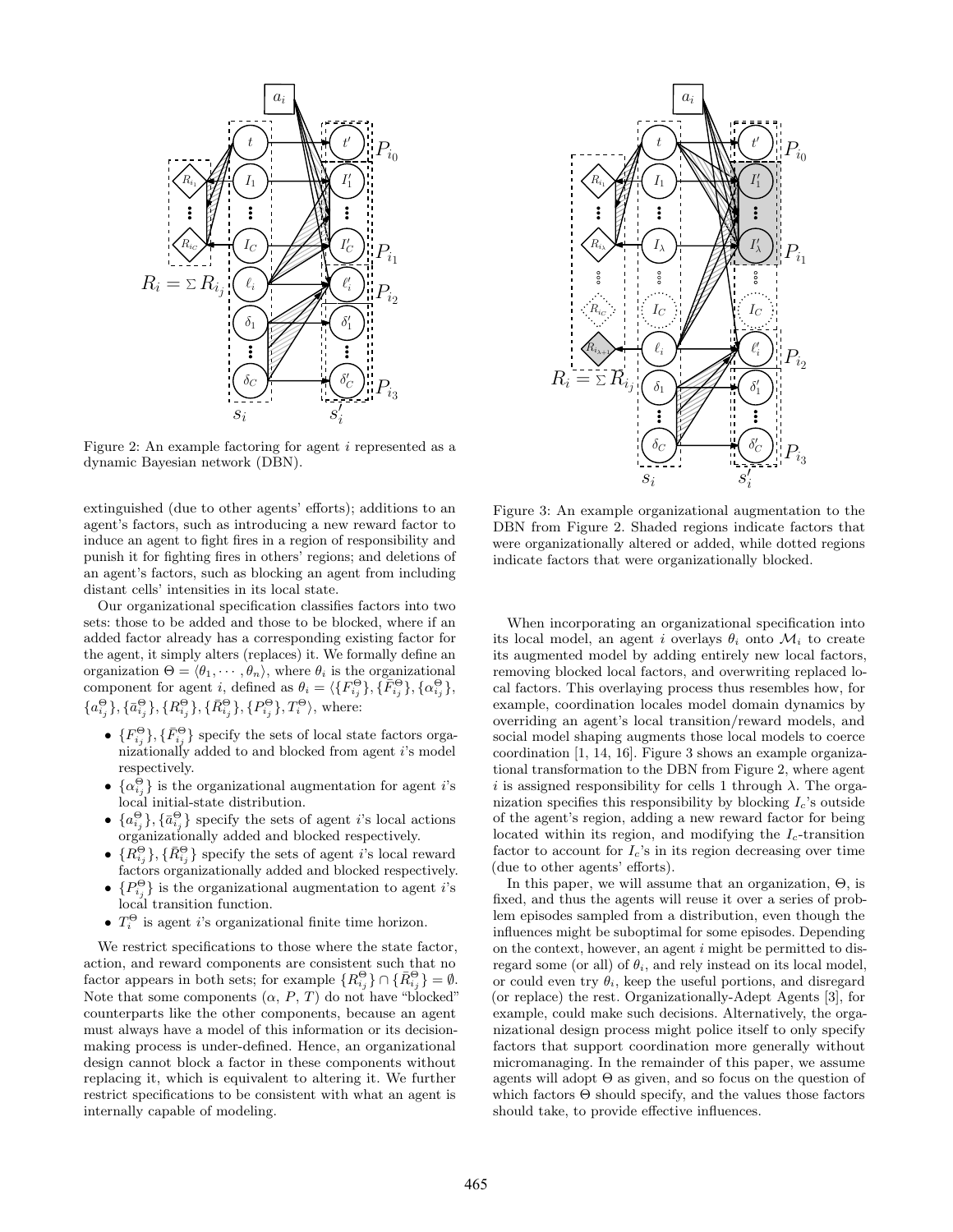Figure 2: An example factoring for agent $i$ represented as a dynamic Bayesian network (DBN).

Figure 3: An example organizational augmentation to the DBN from Figure 2. Shaded regions indicate factors that were organizationally altered or added, while dotted regions indicate factors that were organizationally blocked.

extinguished (due to other agents' efforts); additions to an agent's factors, such as introducing a new reward factor to induce an agent to fight fires in a region of responsibility and punish it for fighting fires in others' regions; and deletions of an agent's factors, such as blocking an agent from including distant cells' intensities in its local state.

Our organizational specification classifies factors into two sets: those to be added and those to be blocked, where if an added factor already has a corresponding existing factor for the agent, it simply alters (replaces) it. We formally define an organization $\Theta = \langle \theta_1, \cdots, \theta_n \rangle$, where $\theta_i$ is the organizational component for agent $i$, defined as $\theta_i = \langle \{F^{\Theta}_{i_j}\}, \{\bar{F}^{\Theta}_{i_j}\}, \{\alpha^{\Theta}_{i_j}\}, \{a^{\Theta}_{i_j}\}, \{\bar{a}^{\Theta}_{i_j}\}, \{R^{\Theta}_{i_j}\}, \{\bar{R}^{\Theta}_{i_j}\}, \{P^{\Theta}_{i_j}\}, T^{\Theta}_i \rangle$, where:

- $\{F^{\Theta}_{i_j}\}, \{\bar{F}^{\Theta}_{i_j}\}$ specify the sets of local state factors organizationally added to and blocked from agent $i$'s model respectively.
- $\{\alpha^{\Theta}_{i_j}\}$ is the organizational augmentation for agent $i$'s local initial-state distribution.
- $\{a^{\Theta}_{i_j}\}, \{\bar{a}^{\Theta}_{i_j}\}$ specify the sets of agent $i$'s local actions organizationally added and blocked respectively.
- $\{R^{\Theta}_{i_j}\}, \{\bar{R}^{\Theta}_{i_j}\}$ specify the sets of agent $i$'s local reward factors organizationally added and blocked respectively.
- $\{P^{\Theta}_{i_j}\}$ is the organizational augmentation to agent $i$'s local transition function.
- $T^{\Theta}_i$ is agent $i$'s organizational finite time horizon.

We restrict specifications to those where the state factor, action, and reward components are consistent such that no factor appears in both sets; for example $\{R^{\Theta}_{i_j}\} \cap \{\bar{R}^{\Theta}_{i_j}\} = \emptyset$. Note that some components ($\alpha$, $P$, $T$) do not have "blocked" counterparts like the other components, because an agent must always have a model of this information or its decision-making process is under-defined. Hence, an organizational design cannot block a factor in these components without replacing it, which is equivalent to altering it. We further restrict specifications to be consistent with what an agent is internally capable of modeling.

When incorporating an organizational specification into its local model, an agent $i$ overlays $\theta_i$ onto $\mathcal{M}_i$ to create its augmented model by adding entirely new local factors, removing blocked local factors, and overwriting replaced local factors. This overlaying process thus resembles how, for example, coordination locales model domain dynamics by overriding an agent's local transition/reward models, and social model shaping augments those local models to coerce coordination [1, 14, 16]. Figure 3 shows an example organizational transformation to the DBN from Figure 2, where agent $i$ is assigned responsibility for cells 1 through $\lambda$. The organization specifies this responsibility by blocking $I_c$'s outside of the agent's region, adding a new reward factor for being located within its region, and modifying the $I_c$-transition factor to account for $I_c$'s in its region decreasing over time (due to other agents' efforts).

In this paper, we will assume that an organization, $\Theta$, is fixed, and thus the agents will reuse it over a series of problem episodes sampled from a distribution, even though the influences might be suboptimal for some episodes. Depending on the context, however, an agent $i$ might be permitted to disregard some (or all) of $\theta_i$, and rely instead on its local model, or could even try $\theta_i$, keep the useful portions, and disregard (or replace) the rest. Organizationally-Adept Agents [3], for example, could make such decisions. Alternatively, the organizational design process might police itself to only specify factors that support coordination more generally without micromanaging. In the remainder of this paper, we assume agents will adopt $\Theta$ as given, and so focus on the question of which factors $\Theta$ should specify, and the values those factors should take, to provide effective influences.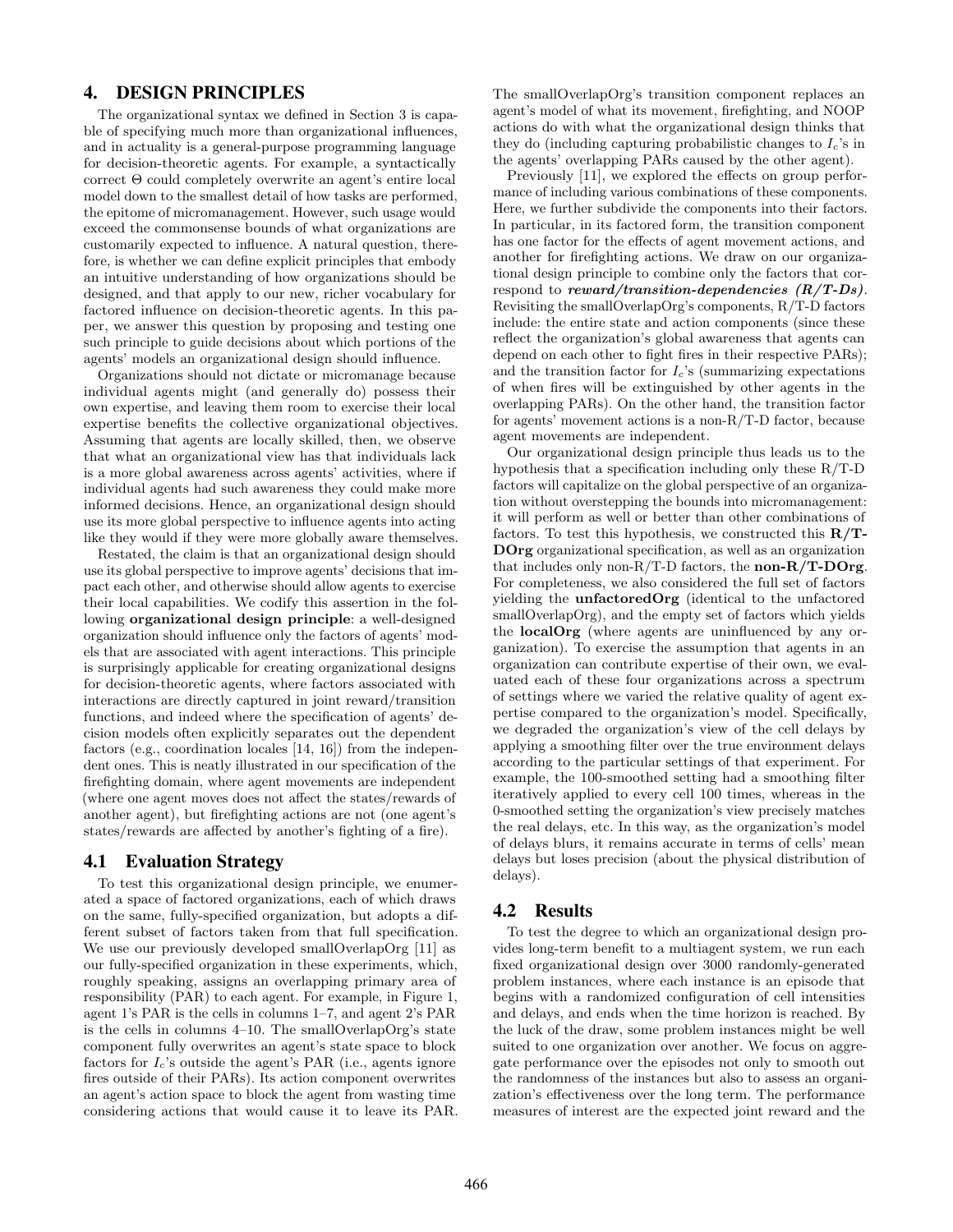# 4. DESIGN PRINCIPLES

The organizational syntax we defined in Section 3 is capable of specifying much more than organizational influences, and in actuality is a general-purpose programming language for decision-theoretic agents. For example, a syntactically correct $\Theta$ could completely overwrite an agent's entire local model down to the smallest detail of how tasks are performed, the epitome of micromanagement. However, such usage would exceed the commonsense bounds of what organizations are customarily expected to influence. A natural question, therefore, is whether we can define explicit principles that embody an intuitive understanding of how organizations should be designed, and that apply to our new, richer vocabulary for factored influence on decision-theoretic agents. In this paper, we answer this question by proposing and testing one such principle to guide decisions about which portions of the agents' models an organizational design should influence.

Organizations should not dictate or micromanage because individual agents might (and generally do) possess their own expertise, and leaving them room to exercise their local expertise benefits the collective organizational objectives. Assuming that agents are locally skilled, then, we observe that what an organizational view has that individuals lack is a more global awareness across agents' activities, where if individual agents had such awareness they could make more informed decisions. Hence, an organizational design should use its more global perspective to influence agents into acting like they would if they were more globally aware themselves.

Restated, the claim is that an organizational design should use its global perspective to improve agents' decisions that impact each other, and otherwise should allow agents to exercise their local capabilities. We codify this assertion in the following **organizational design principle**: a well-designed organization should influence only the factors of agents' models that are associated with agent interactions. This principle is surprisingly applicable for creating organizational designs for decision-theoretic agents, where factors associated with interactions are directly captured in joint reward/transition functions, and indeed where the specification of agents' decision models often explicitly separates out the dependent factors (e.g., coordination locales [14, 16]) from the independent ones. This is neatly illustrated in our specification of the firefighting domain, where agent movements are independent (where one agent moves does not affect the states/rewards of another agent), but firefighting actions are not (one agent's states/rewards are affected by another's fighting of a fire).

## 4.1 Evaluation Strategy

To test this organizational design principle, we enumerated a space of factored organizations, each of which draws on the same, fully-specified organization, but adopts a different subset of factors taken from that full specification. We use our previously developed smallOverlapOrg [11] as our fully-specified organization in these experiments, which, roughly speaking, assigns an overlapping primary area of responsibility (PAR) to each agent. For example, in Figure 1, agent 1's PAR is the cells in columns 1–7, and agent 2's PAR is the cells in columns 4–10. The smallOverlapOrg's state component fully overwrites an agent's state space to block factors for $I_c$'s outside the agent's PAR (i.e., agents ignore fires outside of their PARs). Its action component overwrites an agent's action space to block the agent from wasting time considering actions that would cause it to leave its PAR. The smallOverlapOrg's transition component replaces an agent's model of what its movement, firefighting, and NOOP actions do with what the organizational design thinks that they do (including capturing probabilistic changes to $I_c$'s in the agents' overlapping PARs caused by the other agent).

Previously [11], we explored the effects on group performance of including various combinations of these components. Here, we further subdivide the components into their factors. In particular, in its factored form, the transition component has one factor for the effects of agent movement actions, and another for firefighting actions. We draw on our organizational design principle to combine only the factors that correspond to ***reward/transition-dependencies (R/T-Ds)***. Revisiting the smallOverlapOrg's components, R/T-D factors include: the entire state and action components (since these reflect the organization's global awareness that agents can depend on each other to fight fires in their respective PARs); and the transition factor for $I_c$'s (summarizing expectations of when fires will be extinguished by other agents in the overlapping PARs). On the other hand, the transition factor for agents' movement actions is a non-R/T-D factor, because agent movements are independent.

Our organizational design principle thus leads us to the hypothesis that a specification including only these R/T-D factors will capitalize on the global perspective of an organization without overstepping the bounds into micromanagement: it will perform as well or better than other combinations of factors. To test this hypothesis, we constructed this **R/T-DOrg** organizational specification, as well as an organization that includes only non-R/T-D factors, the **non-R/T-DOrg**. For completeness, we also considered the full set of factors yielding the **unfactoredOrg** (identical to the unfactored smallOverlapOrg), and the empty set of factors which yields the **localOrg** (where agents are uninfluenced by any organization). To exercise the assumption that agents in an organization can contribute expertise of their own, we evaluated each of these four organizations across a spectrum of settings where we varied the relative quality of agent expertise compared to the organization's model. Specifically, we degraded the organization's view of the cell delays by applying a smoothing filter over the true environment delays according to the particular settings of that experiment. For example, the 100-smoothed setting had a smoothing filter iteratively applied to every cell 100 times, whereas in the 0-smoothed setting the organization's view precisely matches the real delays, etc. In this way, as the organization's model of delays blurs, it remains accurate in terms of cells' mean delays but loses precision (about the physical distribution of delays).

## 4.2 Results

To test the degree to which an organizational design provides long-term benefit to a multiagent system, we run each fixed organizational design over 3000 randomly-generated problem instances, where each instance is an episode that begins with a randomized configuration of cell intensities and delays, and ends when the time horizon is reached. By the luck of the draw, some problem instances might be well suited to one organization over another. We focus on aggregate performance over the episodes not only to smooth out the randomness of the instances but also to assess an organization's effectiveness over the long term. The performance measures of interest are the expected joint reward and the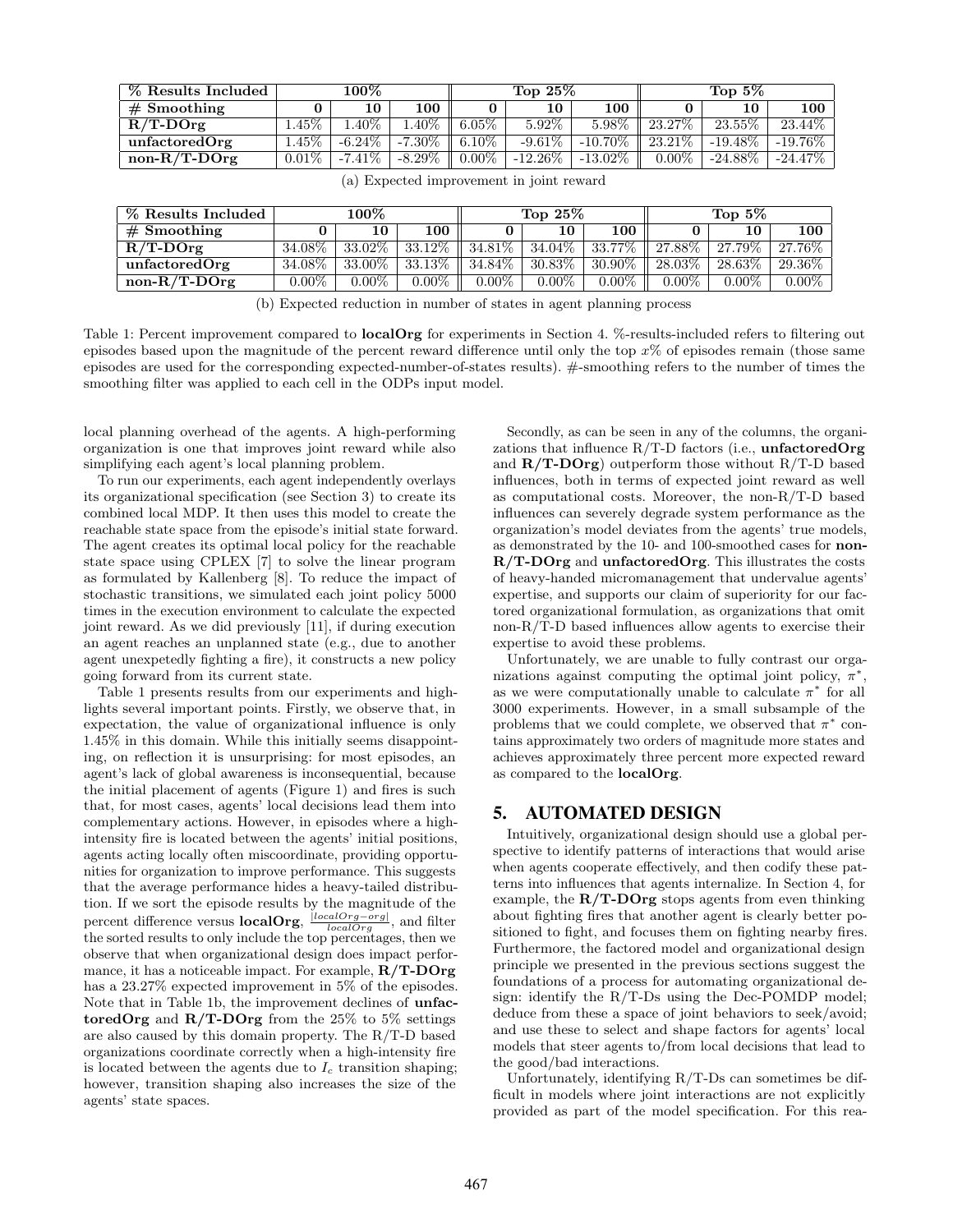| % Results Included | 100% | | | Top 25% | | | Top 5% | | |
|---|---|---|---|---|---|---|---|---|---|
| # Smoothing | 0 | 10 | 100 | 0 | 10 | 100 | 0 | 10 | 100 |
| R/T-DOrg | 1.45% | 1.40% | 1.40% | 6.05% | 5.92% | 5.98% | 23.27% | 23.55% | 23.44% |
| unfactoredOrg | 1.45% | -6.24% | -7.30% | 6.10% | -9.61% | -10.70% | 23.21% | -19.48% | -19.76% |
| non-R/T-DOrg | 0.01% | -7.41% | -8.29% | 0.00% | -12.26% | -13.02% | 0.00% | -24.88% | -24.47% |

(a) Expected improvement in joint reward

| % Results Included | 100% | | | Top 25% | | | Top 5% | | |
|---|---|---|---|---|---|---|---|---|---|
| # Smoothing | 0 | 10 | 100 | 0 | 10 | 100 | 0 | 10 | 100 |
| R/T-DOrg | 34.08% | 33.02% | 33.12% | 34.81% | 34.04% | 33.77% | 27.88% | 27.79% | 27.76% |
| unfactoredOrg | 34.08% | 33.00% | 33.13% | 34.84% | 30.83% | 30.90% | 28.03% | 28.63% | 29.36% |
| non-R/T-DOrg | 0.00% | 0.00% | 0.00% | 0.00% | 0.00% | 0.00% | 0.00% | 0.00% | 0.00% |

(b) Expected reduction in number of states in agent planning process

Table 1: Percent improvement compared to **localOrg** for experiments in Section 4. %-results-included refers to filtering out episodes based upon the magnitude of the percent reward difference until only the top $x$% of episodes remain (those same episodes are used for the corresponding expected-number-of-states results). #-smoothing refers to the number of times the smoothing filter was applied to each cell in the ODPs input model.

local planning overhead of the agents. A high-performing organization is one that improves joint reward while also simplifying each agent's local planning problem.

To run our experiments, each agent independently overlays its organizational specification (see Section 3) to create its combined local MDP. It then uses this model to create the reachable state space from the episode's initial state forward. The agent creates its optimal local policy for the reachable state space using CPLEX [7] to solve the linear program as formulated by Kallenberg [8]. To reduce the impact of stochastic transitions, we simulated each joint policy 5000 times in the execution environment to calculate the expected joint reward. As we did previously [11], if during execution an agent reaches an unplanned state (e.g., due to another agent unexpetedly fighting a fire), it constructs a new policy going forward from its current state.

Table 1 presents results from our experiments and highlights several important points. Firstly, we observe that, in expectation, the value of organizational influence is only 1.45% in this domain. While this initially seems disappointing, on reflection it is unsurprising: for most episodes, an agent's lack of global awareness is inconsequential, because the initial placement of agents (Figure 1) and fires is such that, for most cases, agents' local decisions lead them into complementary actions. However, in episodes where a high-intensity fire is located between the agents' initial positions, agents acting locally often miscoordinate, providing opportunities for organization to improve performance. This suggests that the average performance hides a heavy-tailed distribution. If we sort the episode results by the magnitude of the percent difference versus **localOrg**, $\frac{|localOrg-org|}{localOrg}$, and filter the sorted results to only include the top percentages, then we observe that when organizational design does impact performance, it has a noticeable impact. For example, **R/T-DOrg** has a 23.27% expected improvement in 5% of the episodes. Note that in Table 1b, the improvement declines of **unfactoredOrg** and **R/T-DOrg** from the 25% to 5% settings are also caused by this domain property. The R/T-D based organizations coordinate correctly when a high-intensity fire is located between the agents due to $I_c$ transition shaping; however, transition shaping also increases the size of the agents' state spaces.

Secondly, as can be seen in any of the columns, the organizations that influence R/T-D factors (i.e., **unfactoredOrg** and **R/T-DOrg**) outperform those without R/T-D based influences, both in terms of expected joint reward as well as computational costs. Moreover, the non-R/T-D based influences can severely degrade system performance as the organization's model deviates from the agents' true models, as demonstrated by the 10- and 100-smoothed cases for **non-R/T-DOrg** and **unfactoredOrg**. This illustrates the costs of heavy-handed micromanagement that undervalue agents' expertise, and supports our claim of superiority for our factored organizational formulation, as organizations that omit non-R/T-D based influences allow agents to exercise their expertise to avoid these problems.

Unfortunately, we are unable to fully contrast our organizations against computing the optimal joint policy, $\pi^*$, as we were computationally unable to calculate $\pi^*$ for all 3000 experiments. However, in a small subsample of the problems that we could complete, we observed that $\pi^*$ contains approximately two orders of magnitude more states and achieves approximately three percent more expected reward as compared to the **localOrg**.

## 5. AUTOMATED DESIGN

Intuitively, organizational design should use a global perspective to identify patterns of interactions that would arise when agents cooperate effectively, and then codify these patterns into influences that agents internalize. In Section 4, for example, the **R/T-DOrg** stops agents from even thinking about fighting fires that another agent is clearly better positioned to fight, and focuses them on fighting nearby fires. Furthermore, the factored model and organizational design principle we presented in the previous sections suggest the foundations of a process for automating organizational design: identify the R/T-Ds using the Dec-POMDP model; deduce from these a space of joint behaviors to seek/avoid; and use these to select and shape factors for agents' local models that steer agents to/from local decisions that lead to the good/bad interactions.

Unfortunately, identifying R/T-Ds can sometimes be difficult in models where joint interactions are not explicitly provided as part of the model specification. For this rea-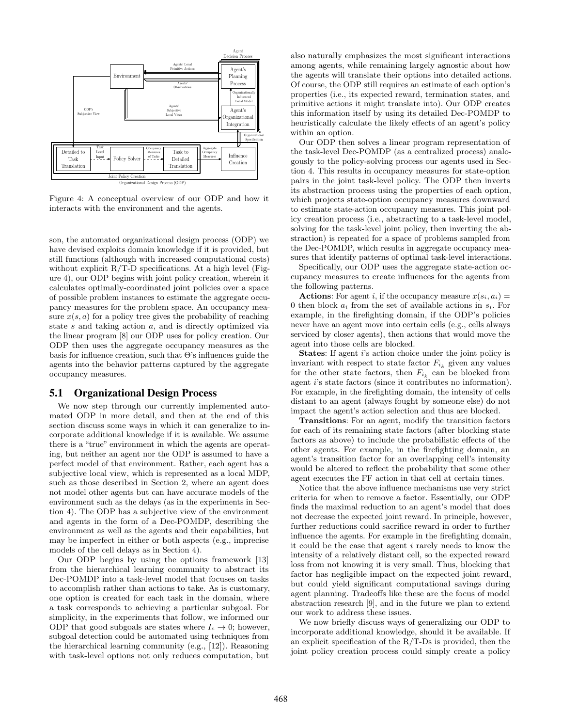Figure 4: A conceptual overview of our ODP and how it interacts with the environment and the agents.

son, the automated organizational design process (ODP) we have devised exploits domain knowledge if it is provided, but still functions (although with increased computational costs) without explicit R/T-D specifications. At a high level (Figure 4), our ODP begins with joint policy creation, wherein it calculates optimally-coordinated joint policies over a space of possible problem instances to estimate the aggregate occupancy measures for the problem space. An occupancy measure $x(s, a)$ for a policy tree gives the probability of reaching state $s$ and taking action $a$, and is directly optimized via the linear program [8] our ODP uses for policy creation. Our ODP then uses the aggregate occupancy measures as the basis for influence creation, such that $\Theta$'s influences guide the agents into the behavior patterns captured by the aggregate occupancy measures.

## 5.1 Organizational Design Process

We now step through our currently implemented automated ODP in more detail, and then at the end of this section discuss some ways in which it can generalize to incorporate additional knowledge if it is available. We assume there is a "true" environment in which the agents are operating, but neither an agent nor the ODP is assumed to have a perfect model of that environment. Rather, each agent has a subjective local view, which is represented as a local MDP, such as those described in Section 2, where an agent does not model other agents but may not have accurate models of the environment such as the delays (as in the experiments in Section 4). The ODP has a subjective view of the environment and agents in the form of a Dec-POMDP, describing the environment as well as the agents and their capabilities, but may be imperfect in either or both aspects (e.g., imprecise models of the cell delays as in Section 4).

Our ODP begins by using the options framework [13] from the hierarchical learning community to abstract its Dec-POMDP into a task-level model that focuses on tasks to accomplish rather than actions to take. As is customary, one option is created for each task in the domain, where a task corresponds to achieving a particular subgoal. For simplicity, in the experiments that follow, we informed our ODP that good subgoals are states where $I_c \to 0$; however, subgoal detection could be automated using techniques from the hierarchical learning community (e.g., [12]). Reasoning with task-level options not only reduces computation, but also naturally emphasizes the most significant interactions among agents, while remaining largely agnostic about how the agents will translate their options into detailed actions. Of course, the ODP still requires an estimate of each option's properties (i.e., its expected reward, termination states, and primitive actions it might translate into). Our ODP creates this information itself by using its detailed Dec-POMDP to heuristically calculate the likely effects of an agent's policy within an option.

Our ODP then solves a linear program representation of the task-level Dec-POMDP (as a centralized process) analogously to the policy-solving process our agents used in Section 4. This results in occupancy measures for state-option pairs in the joint task-level policy. The ODP then inverts its abstraction process using the properties of each option, which projects state-option occupancy measures downward to estimate state-action occupancy measures. This joint policy creation process (i.e., abstracting to a task-level model, solving for the task-level joint policy, then inverting the abstraction) is repeated for a space of problems sampled from the Dec-POMDP, which results in aggregate occupancy measures that identify patterns of optimal task-level interactions.

Specifically, our ODP uses the aggregate state-action occupancy measures to create influences for the agents from the following patterns.

**Actions**: For agent $i$, if the occupancy measure $x(s_i, a_i) = 0$ then block $a_i$ from the set of available actions in $s_i$. For example, in the firefighting domain, if the ODP's policies never have an agent move into certain cells (e.g., cells always serviced by closer agents), then actions that would move the agent into those cells are blocked.

**States**: If agent $i$'s action choice under the joint policy is invariant with respect to state factor $F_{i_k}$ given any values for the other state factors, then $F_{i_k}$ can be blocked from agent $i$'s state factors (since it contributes no information). For example, in the firefighting domain, the intensity of cells distant to an agent (always fought by someone else) do not impact the agent's action selection and thus are blocked.

**Transitions**: For an agent, modify the transition factors for each of its remaining state factors (after blocking state factors as above) to include the probabilistic effects of the other agents. For example, in the firefighting domain, an agent's transition factor for an overlapping cell's intensity would be altered to reflect the probability that some other agent executes the FF action in that cell at certain times.

Notice that the above influence mechanisms use very strict criteria for when to remove a factor. Essentially, our ODP finds the maximal reduction to an agent's model that does not decrease the expected joint reward. In principle, however, further reductions could sacrifice reward in order to further influence the agents. For example in the firefighting domain, it could be the case that agent $i$ rarely needs to know the intensity of a relatively distant cell, so the expected reward loss from not knowing it is very small. Thus, blocking that factor has negligible impact on the expected joint reward, but could yield significant computational savings during agent planning. Tradeoffs like these are the focus of model abstraction research [9], and in the future we plan to extend our work to address these issues.

We now briefly discuss ways of generalizing our ODP to incorporate additional knowledge, should it be available. If an explicit specification of the R/T-Ds is provided, then the joint policy creation process could simply create a policy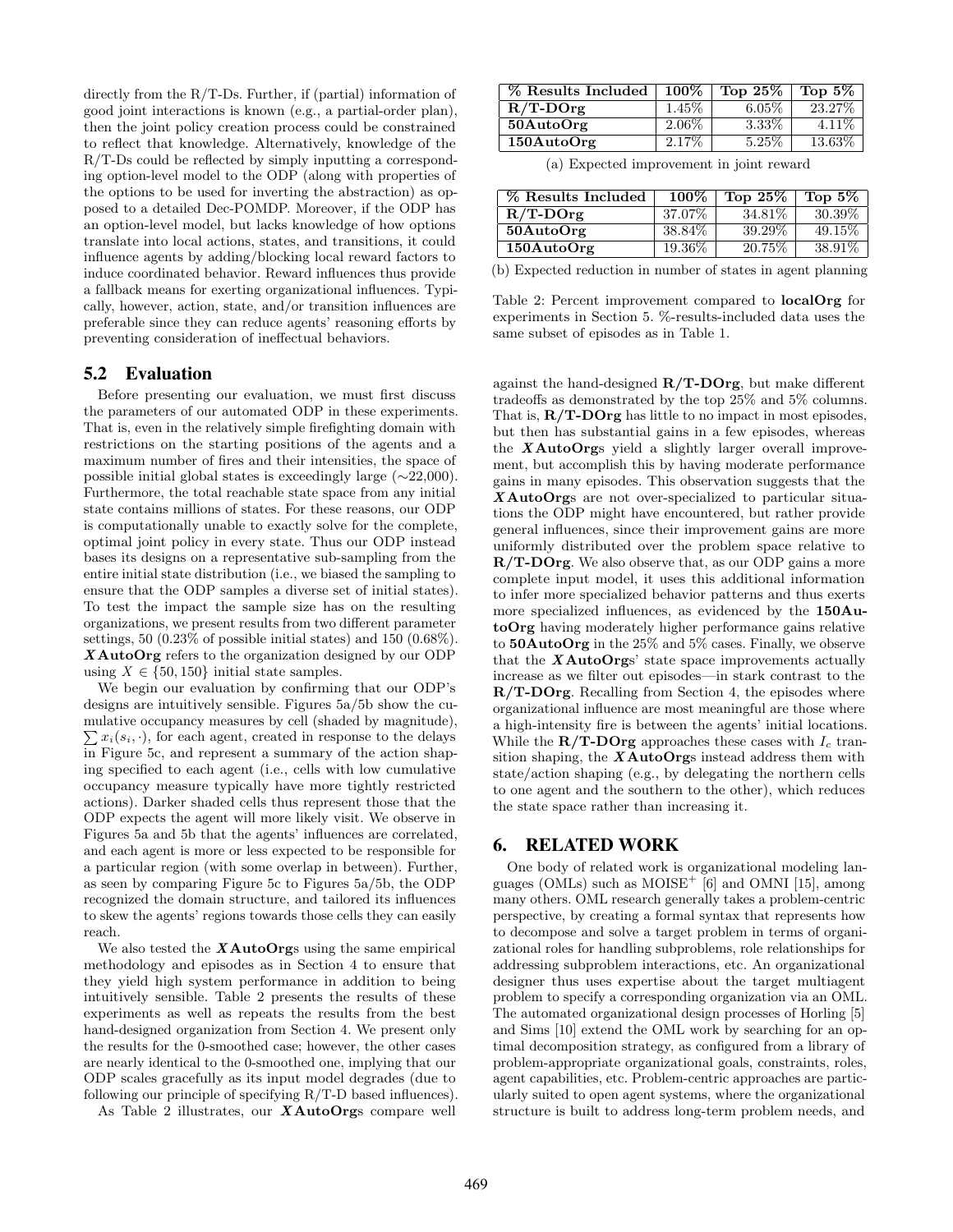directly from the R/T-Ds. Further, if (partial) information of good joint interactions is known (e.g., a partial-order plan), then the joint policy creation process could be constrained to reflect that knowledge. Alternatively, knowledge of the R/T-Ds could be reflected by simply inputting a corresponding option-level model to the ODP (along with properties of the options to be used for inverting the abstraction) as opposed to a detailed Dec-POMDP. Moreover, if the ODP has an option-level model, but lacks knowledge of how options translate into local actions, states, and transitions, it could influence agents by adding/blocking local reward factors to induce coordinated behavior. Reward influences thus provide a fallback means for exerting organizational influences. Typically, however, action, state, and/or transition influences are preferable since they can reduce agents' reasoning efforts by preventing consideration of ineffectual behaviors.

## 5.2 Evaluation

Before presenting our evaluation, we must first discuss the parameters of our automated ODP in these experiments. That is, even in the relatively simple firefighting domain with restrictions on the starting positions of the agents and a maximum number of fires and their intensities, the space of possible initial global states is exceedingly large (~22,000). Furthermore, the total reachable state space from any initial state contains millions of states. For these reasons, our ODP is computationally unable to exactly solve for the complete, optimal joint policy in every state. Thus our ODP instead bases its designs on a representative sub-sampling from the entire initial state distribution (i.e., we biased the sampling to ensure that the ODP samples a diverse set of initial states). To test the impact the sample size has on the resulting organizations, we present results from two different parameter settings, 50 (0.23% of possible initial states) and 150 (0.68%). ***X*AutoOrg** refers to the organization designed by our ODP using $X \in \{50, 150\}$ initial state samples.

We begin our evaluation by confirming that our ODP's designs are intuitively sensible. Figures 5a/5b show the cumulative occupancy measures by cell (shaded by magnitude), $\sum x_i(s_i, \cdot)$, for each agent, created in response to the delays in Figure 5c, and represent a summary of the action shaping specified to each agent (i.e., cells with low cumulative occupancy measure typically have more tightly restricted actions). Darker shaded cells thus represent those that the ODP expects the agent will more likely visit. We observe in Figures 5a and 5b that the agents' influences are correlated, and each agent is more or less expected to be responsible for a particular region (with some overlap in between). Further, as seen by comparing Figure 5c to Figures 5a/5b, the ODP recognized the domain structure, and tailored its influences to skew the agents' regions towards those cells they can easily reach.

We also tested the ***X*AutoOrg**s using the same empirical methodology and episodes as in Section 4 to ensure that they yield high system performance in addition to being intuitively sensible. Table 2 presents the results of these experiments as well as repeats the results from the best hand-designed organization from Section 4. We present only the results for the 0-smoothed case; however, the other cases are nearly identical to the 0-smoothed one, implying that our ODP scales gracefully as its input model degrades (due to following our principle of specifying R/T-D based influences).

As Table 2 illustrates, our ***X*AutoOrg**s compare well against the hand-designed **R/T-DOrg**, but make different tradeoffs as demonstrated by the top 25% and 5% columns. That is, **R/T-DOrg** has little to no impact in most episodes, but then has substantial gains in a few episodes, whereas the ***X*AutoOrg**s yield a slightly larger overall improvement, but accomplish this by having moderate performance gains in many episodes. This observation suggests that the ***X*AutoOrg**s are not over-specialized to particular situations the ODP might have encountered, but rather provide general influences, since their improvement gains are more uniformly distributed over the problem space relative to **R/T-DOrg**. We also observe that, as our ODP gains a more complete input model, it uses this additional information to infer more specialized behavior patterns and thus exerts more specialized influences, as evidenced by the **150AutoOrg** having moderately higher performance gains relative to **50AutoOrg** in the 25% and 5% cases. Finally, we observe that the ***X*AutoOrg**s' state space improvements actually increase as we filter out episodes—in stark contrast to the **R/T-DOrg**. Recalling from Section 4, the episodes where organizational influence are most meaningful are those where a high-intensity fire is between the agents' initial locations. While the **R/T-DOrg** approaches these cases with $I_c$ transition shaping, the ***X*AutoOrg**s instead address them with state/action shaping (e.g., by delegating the northern cells to one agent and the southern to the other), which reduces the state space rather than increasing it.

| % Results Included | 100% | Top 25% | Top 5% |
|---|---|---|---|
| **R/T-DOrg** | 1.45% | 6.05% | 23.27% |
| **50AutoOrg** | 2.06% | 3.33% | 4.11% |
| **150AutoOrg** | 2.17% | 5.25% | 13.63% |

(a) Expected improvement in joint reward

| % Results Included | 100% | Top 25% | Top 5% |
|---|---|---|---|
| **R/T-DOrg** | 37.07% | 34.81% | 30.39% |
| **50AutoOrg** | 38.84% | 39.29% | 49.15% |
| **150AutoOrg** | 19.36% | 20.75% | 38.91% |

(b) Expected reduction in number of states in agent planning

Table 2: Percent improvement compared to **localOrg** for experiments in Section 5. %-results-included data uses the same subset of episodes as in Table 1.

# 6. RELATED WORK

One body of related work is organizational modeling languages (OMLs) such as MOISE$^+$ [6] and OMNI [15], among many others. OML research generally takes a problem-centric perspective, by creating a formal syntax that represents how to decompose and solve a target problem in terms of organizational roles for handling subproblems, role relationships for addressing subproblem interactions, etc. An organizational designer thus uses expertise about the target multiagent problem to specify a corresponding organization via an OML. The automated organizational design processes of Horling [5] and Sims [10] extend the OML work by searching for an optimal decomposition strategy, as configured from a library of problem-appropriate organizational goals, constraints, roles, agent capabilities, etc. Problem-centric approaches are particularly suited to open agent systems, where the organizational structure is built to address long-term problem needs, and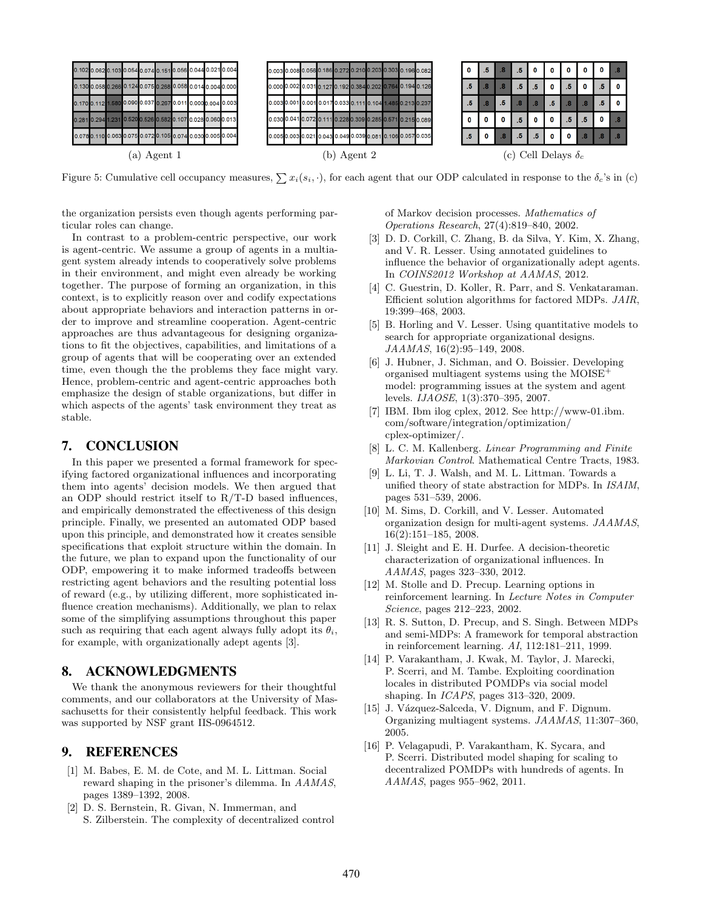| | | | | | | | | | |
|---|---|---|---|---|---|---|---|---|---|
| 0.102 | 0.062 | 0.103 | 0.054 | 0.074 | 0.151 | 0.056 | 0.044 | 0.021 | 0.004 |
| 0.130 | 0.058 | 0.266 | 0.124 | 0.075 | 0.268 | 0.058 | 0.014 | 0.004 | 0.000 |
| 0.170 | 0.112 | 1.580 | 0.090 | 0.037 | 0.267 | 0.011 | 0.000 | 0.004 | 0.003 |
| 0.281 | 0.294 | 1.231 | 0.520 | 0.526 | 0.582 | 0.107 | 0.028 | 0.060 | 0.013 |
| 0.078 | 0.110 | 0.063 | 0.075 | 0.072 | 0.105 | 0.074 | 0.030 | 0.005 | 0.004 |

(a) Agent 1

| | | | | | | | | | |
|---|---|---|---|---|---|---|---|---|---|
| 0.003 | 0.008 | 0.056 | 0.186 | 0.272 | 0.210 | 0.203 | 0.303 | 0.196 | 0.082 |
| 0.000 | 0.002 | 0.031 | 0.127 | 0.192 | 0.384 | 0.202 | 0.764 | 0.194 | 0.126 |
| 0.003 | 0.001 | 0.001 | 0.017 | 0.033 | 0.111 | 0.104 | 1.485 | 0.213 | 0.237 |
| 0.030 | 0.041 | 0.072 | 0.111 | 0.228 | 0.309 | 0.285 | 0.571 | 0.215 | 0.089 |
| 0.005 | 0.003 | 0.021 | 0.043 | 0.049 | 0.039 | 0.081 | 0.106 | 0.057 | 0.035 |

(b) Agent 2

| | | | | | | | | | |
|---|---|---|---|---|---|---|---|---|---|
| 0 | .5 | .8 | .5 | 0 | 0 | 0 | 0 | 0 | .8 |
| .5 | .8 | .8 | .5 | .5 | 0 | .5 | 0 | .5 | 0 |
| .5 | .8 | .5 | .8 | .8 | .5 | .8 | .8 | .5 | 0 |
| 0 | 0 | 0 | .5 | 0 | 0 | .5 | .5 | 0 | .8 |
| .5 | 0 | .8 | .5 | .5 | 0 | 0 | .8 | .8 | .8 |

(c) Cell Delays $\delta_c$

Figure 5: Cumulative cell occupancy measures, $\sum x_i(s_i, \cdot)$, for each agent that our ODP calculated in response to the $\delta_c$'s in (c)

the organization persists even though agents performing particular roles can change.

In contrast to a problem-centric perspective, our work is agent-centric. We assume a group of agents in a multiagent system already intends to cooperatively solve problems in their environment, and might even already be working together. The purpose of forming an organization, in this context, is to explicitly reason over and codify expectations about appropriate behaviors and interaction patterns in order to improve and streamline cooperation. Agent-centric approaches are thus advantageous for designing organizations to fit the objectives, capabilities, and limitations of a group of agents that will be cooperating over an extended time, even though the the problems they face might vary. Hence, problem-centric and agent-centric approaches both emphasize the design of stable organizations, but differ in which aspects of the agents' task environment they treat as stable.

# 7. CONCLUSION

In this paper we presented a formal framework for specifying factored organizational influences and incorporating them into agents' decision models. We then argued that an ODP should restrict itself to R/T-D based influences, and empirically demonstrated the effectiveness of this design principle. Finally, we presented an automated ODP based upon this principle, and demonstrated how it creates sensible specifications that exploit structure within the domain. In the future, we plan to expand upon the functionality of our ODP, empowering it to make informed tradeoffs between restricting agent behaviors and the resulting potential loss of reward (e.g., by utilizing different, more sophisticated influence creation mechanisms). Additionally, we plan to relax some of the simplifying assumptions throughout this paper such as requiring that each agent always fully adopt its $\theta_i$, for example, with organizationally adept agents [3].

# 8. ACKNOWLEDGMENTS

We thank the anonymous reviewers for their thoughtful comments, and our collaborators at the University of Massachusetts for their consistently helpful feedback. This work was supported by NSF grant IIS-0964512.

# 9. REFERENCES

[1] M. Babes, E. M. de Cote, and M. L. Littman. Social reward shaping in the prisoner's dilemma. In *AAMAS*, pages 1389–1392, 2008.

[2] D. S. Bernstein, R. Givan, N. Immerman, and S. Zilberstein. The complexity of decentralized control of Markov decision processes. *Mathematics of Operations Research*, 27(4):819–840, 2002.

[3] D. D. Corkill, C. Zhang, B. da Silva, Y. Kim, X. Zhang, and V. R. Lesser. Using annotated guidelines to influence the behavior of organizationally adept agents. In *COINS2012 Workshop at AAMAS*, 2012.

[4] C. Guestrin, D. Koller, R. Parr, and S. Venkataraman. Efficient solution algorithms for factored MDPs. *JAIR*, 19:399–468, 2003.

[5] B. Horling and V. Lesser. Using quantitative models to search for appropriate organizational designs. *JAAMAS*, 16(2):95–149, 2008.

[6] J. Hubner, J. Sichman, and O. Boissier. Developing organised multiagent systems using the MOISE$^+$ model: programming issues at the system and agent levels. *IJAOSE*, 1(3):370–395, 2007.

[7] IBM. Ibm ilog cplex, 2012. See http://www-01.ibm.com/software/integration/optimization/cplex-optimizer/.

[8] L. C. M. Kallenberg. *Linear Programming and Finite Markovian Control*. Mathematical Centre Tracts, 1983.

[9] L. Li, T. J. Walsh, and M. L. Littman. Towards a unified theory of state abstraction for MDPs. In *ISAIM*, pages 531–539, 2006.

[10] M. Sims, D. Corkill, and V. Lesser. Automated organization design for multi-agent systems. *JAAMAS*, 16(2):151–185, 2008.

[11] J. Sleight and E. H. Durfee. A decision-theoretic characterization of organizational influences. In *AAMAS*, pages 323–330, 2012.

[12] M. Stolle and D. Precup. Learning options in reinforcement learning. In *Lecture Notes in Computer Science*, pages 212–223, 2002.

[13] R. S. Sutton, D. Precup, and S. Singh. Between MDPs and semi-MDPs: A framework for temporal abstraction in reinforcement learning. *AI*, 112:181–211, 1999.

[14] P. Varakantham, J. Kwak, M. Taylor, J. Marecki, P. Scerri, and M. Tambe. Exploiting coordination locales in distributed POMDPs via social model shaping. In *ICAPS*, pages 313–320, 2009.

[15] J. Vázquez-Salceda, V. Dignum, and F. Dignum. Organizing multiagent systems. *JAAMAS*, 11:307–360, 2005.

[16] P. Velagapudi, P. Varakantham, K. Sycara, and P. Scerri. Distributed model shaping for scaling to decentralized POMDPs with hundreds of agents. In *AAMAS*, pages 955–962, 2011.